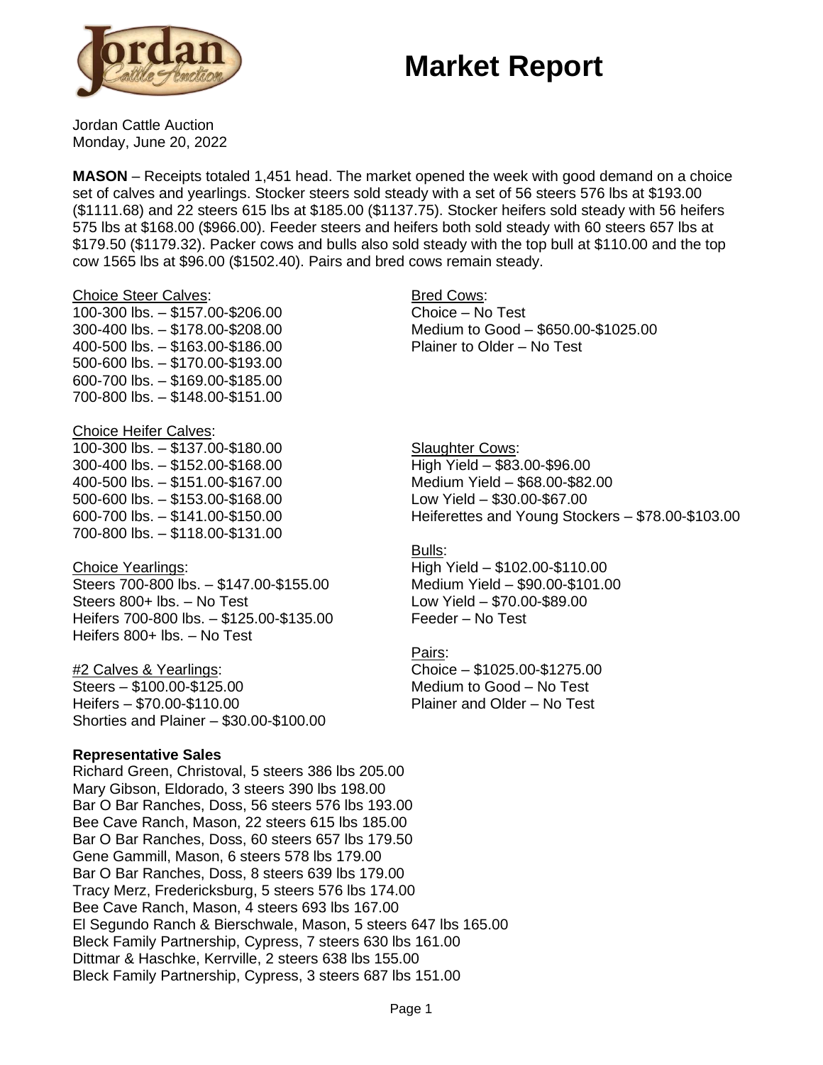# Market Report

Jordan Cattle Auction
Monday, June 20, 2022

**MASON** – Receipts totaled 1,451 head. The market opened the week with good demand on a choice set of calves and yearlings. Stocker steers sold steady with a set of 56 steers 576 lbs at $193.00 ($1111.68) and 22 steers 615 lbs at $185.00 ($1137.75). Stocker heifers sold steady with 56 heifers 575 lbs at $168.00 ($966.00). Feeder steers and heifers both sold steady with 60 steers 657 lbs at $179.50 ($1179.32). Packer cows and bulls also sold steady with the top bull at $110.00 and the top cow 1565 lbs at $96.00 ($1502.40). Pairs and bred cows remain steady.

Choice Steer Calves:
100-300 lbs. – $157.00-$206.00
300-400 lbs. – $178.00-$208.00
400-500 lbs. – $163.00-$186.00
500-600 lbs. – $170.00-$193.00
600-700 lbs. – $169.00-$185.00
700-800 lbs. – $148.00-$151.00

Choice Heifer Calves:
100-300 lbs. – $137.00-$180.00
300-400 lbs. – $152.00-$168.00
400-500 lbs. – $151.00-$167.00
500-600 lbs. – $153.00-$168.00
600-700 lbs. – $141.00-$150.00
700-800 lbs. – $118.00-$131.00

Choice Yearlings:
Steers 700-800 lbs. – $147.00-$155.00
Steers 800+ lbs. – No Test
Heifers 700-800 lbs. – $125.00-$135.00
Heifers 800+ lbs. – No Test

#2 Calves & Yearlings:
Steers – $100.00-$125.00
Heifers – $70.00-$110.00
Shorties and Plainer – $30.00-$100.00

Bred Cows:
Choice – No Test
Medium to Good – $650.00-$1025.00
Plainer to Older – No Test

Slaughter Cows:
High Yield – $83.00-$96.00
Medium Yield – $68.00-$82.00
Low Yield – $30.00-$67.00
Heiferettes and Young Stockers – $78.00-$103.00

Bulls:
High Yield – $102.00-$110.00
Medium Yield – $90.00-$101.00
Low Yield – $70.00-$89.00
Feeder – No Test

Pairs:
Choice – $1025.00-$1275.00
Medium to Good – No Test
Plainer and Older – No Test

**Representative Sales**

Richard Green, Christoval, 5 steers 386 lbs 205.00
Mary Gibson, Eldorado, 3 steers 390 lbs 198.00
Bar O Bar Ranches, Doss, 56 steers 576 lbs 193.00
Bee Cave Ranch, Mason, 22 steers 615 lbs 185.00
Bar O Bar Ranches, Doss, 60 steers 657 lbs 179.50
Gene Gammill, Mason, 6 steers 578 lbs 179.00
Bar O Bar Ranches, Doss, 8 steers 639 lbs 179.00
Tracy Merz, Fredericksburg, 5 steers 576 lbs 174.00
Bee Cave Ranch, Mason, 4 steers 693 lbs 167.00
El Segundo Ranch & Bierschwale, Mason, 5 steers 647 lbs 165.00
Bleck Family Partnership, Cypress, 7 steers 630 lbs 161.00
Dittmar & Haschke, Kerrville, 2 steers 638 lbs 155.00
Bleck Family Partnership, Cypress, 3 steers 687 lbs 151.00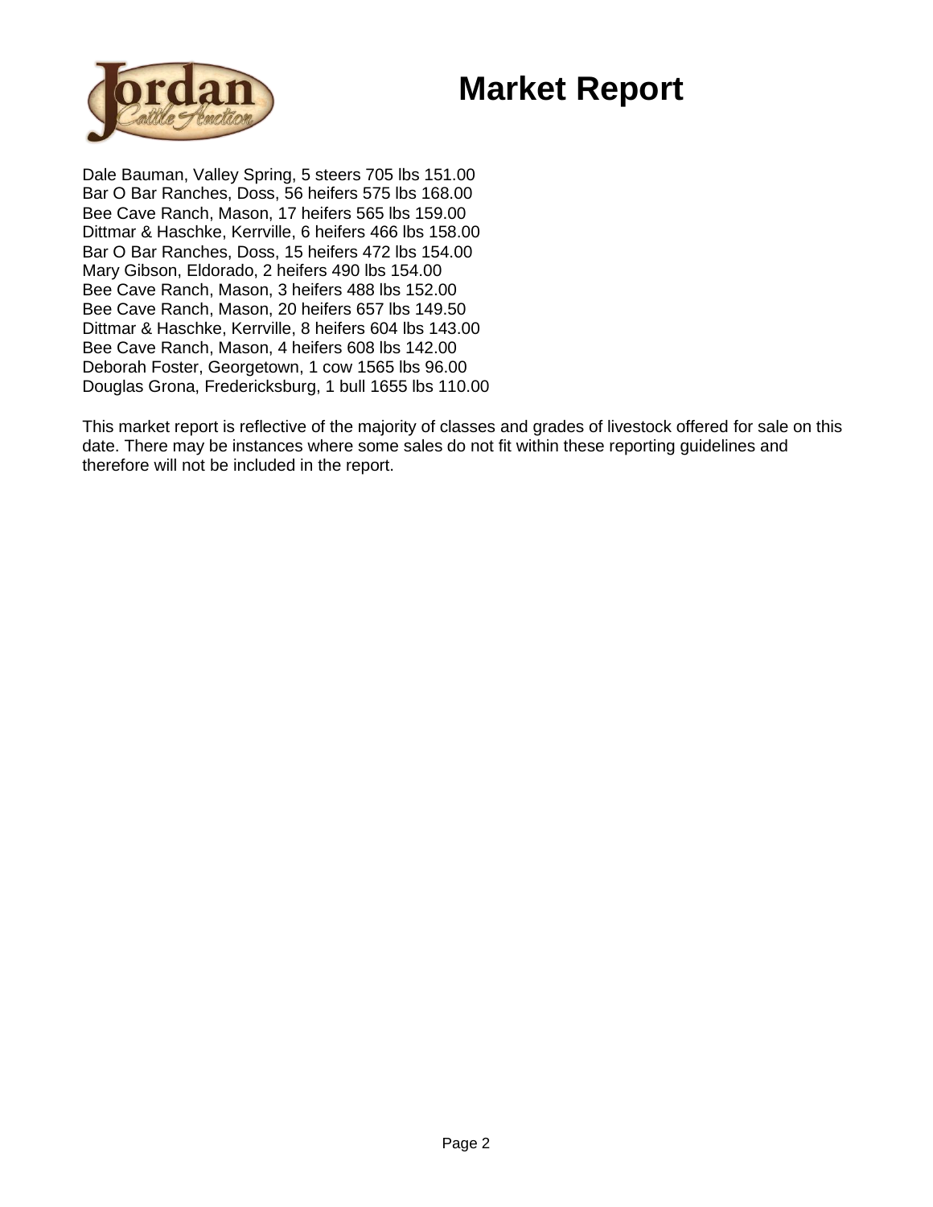# Market Report

Dale Bauman, Valley Spring, 5 steers 705 lbs 151.00
Bar O Bar Ranches, Doss, 56 heifers 575 lbs 168.00
Bee Cave Ranch, Mason, 17 heifers 565 lbs 159.00
Dittmar & Haschke, Kerrville, 6 heifers 466 lbs 158.00
Bar O Bar Ranches, Doss, 15 heifers 472 lbs 154.00
Mary Gibson, Eldorado, 2 heifers 490 lbs 154.00
Bee Cave Ranch, Mason, 3 heifers 488 lbs 152.00
Bee Cave Ranch, Mason, 20 heifers 657 lbs 149.50
Dittmar & Haschke, Kerrville, 8 heifers 604 lbs 143.00
Bee Cave Ranch, Mason, 4 heifers 608 lbs 142.00
Deborah Foster, Georgetown, 1 cow 1565 lbs 96.00
Douglas Grona, Fredericksburg, 1 bull 1655 lbs 110.00

This market report is reflective of the majority of classes and grades of livestock offered for sale on this date. There may be instances where some sales do not fit within these reporting guidelines and therefore will not be included in the report.